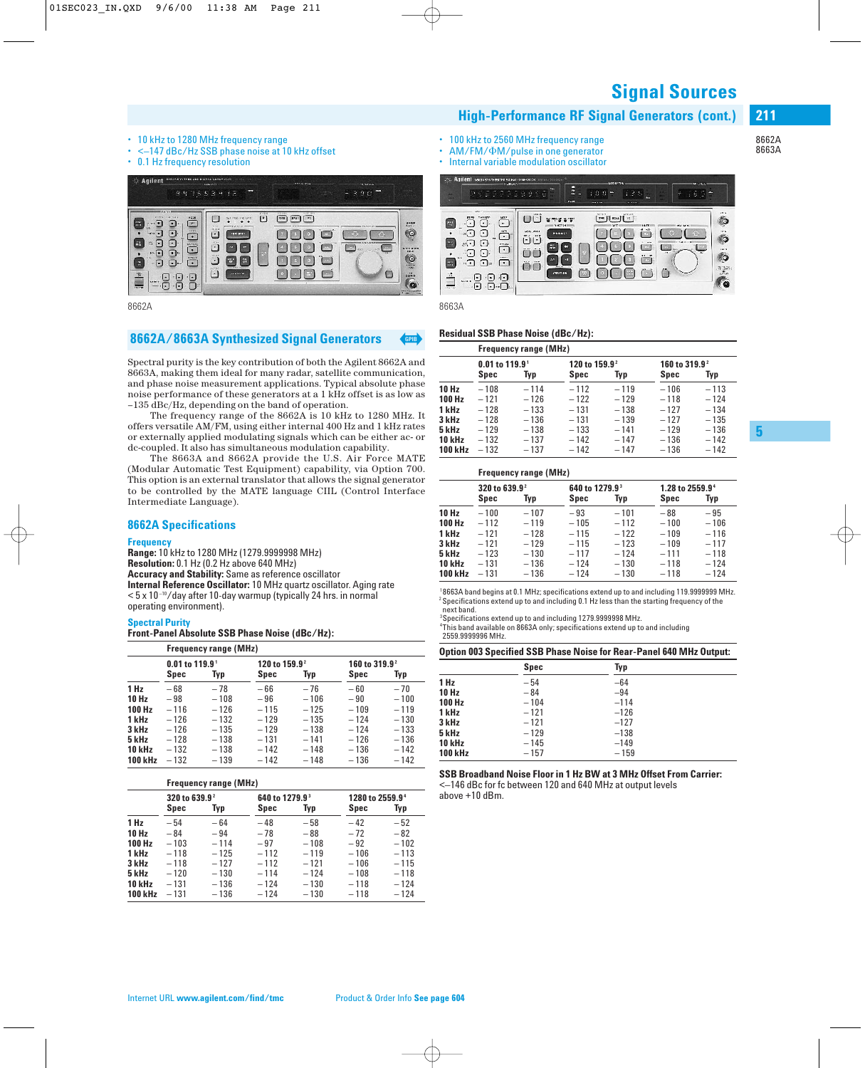# Signal Sources

## High-Performance RF Signal Generators (cont.)

8662A
8663A

- 10 kHz to 1280 MHz frequency range
- <–147 dBc/Hz SSB phase noise at 10 kHz offset
- 0.1 Hz frequency resolution

8662A

- 100 kHz to 2560 MHz frequency range
- AM/FM/ΦM/pulse in one generator
- Internal variable modulation oscillator

8663A

## 8662A/8663A Synthesized Signal Generators

Spectral purity is the key contribution of both the Agilent 8662A and 8663A, making them ideal for many radar, satellite communication, and phase noise measurement applications. Typical absolute phase noise performance of these generators at a 1 kHz offset is as low as –135 dBc/Hz, depending on the band of operation.

The frequency range of the 8662A is 10 kHz to 1280 MHz. It offers versatile AM/FM, using either internal 400 Hz and 1 kHz rates or externally applied modulating signals which can be either ac- or dc-coupled. It also has simultaneous modulation capability.

The 8663A and 8662A provide the U.S. Air Force MATE (Modular Automatic Test Equipment) capability, via Option 700. This option is an external translator that allows the signal generator to be controlled by the MATE language CIIL (Control Interface Intermediate Language).

## 8662A Specifications

### Frequency

**Range:** 10 kHz to 1280 MHz (1279.9999998 MHz)
**Resolution:** 0.1 Hz (0.2 Hz above 640 MHz)
**Accuracy and Stability:** Same as reference oscillator
**Internal Reference Oscillator:** 10 MHz quartz oscillator. Aging rate $< 5 \times 10^{-10}$/day after 10-day warmup (typically 24 hrs. in normal operating environment).

### Spectral Purity

**Front-Panel Absolute SSB Phase Noise (dBc/Hz):**

| | Frequency range (MHz) | | | | | |
|---|---|---|---|---|---|---|
| | 0.01 to 119.9[1] | | 120 to 159.9[2] | | 160 to 319.9[2] | |
| | Spec | Typ | Spec | Typ | Spec | Typ |
| **1 Hz** | –68 | –78 | –66 | –76 | –60 | –70 |
| **10 Hz** | –98 | –108 | –96 | –106 | –90 | –100 |
| **100 Hz** | –116 | –126 | –115 | –125 | –109 | –119 |
| **1 kHz** | –126 | –132 | –129 | –135 | –124 | –130 |
| **3 kHz** | –126 | –135 | –129 | –138 | –124 | –133 |
| **5 kHz** | –128 | –138 | –131 | –141 | –126 | –136 |
| **10 kHz** | –132 | –138 | –142 | –148 | –136 | –142 |
| **100 kHz** | –132 | –139 | –142 | –148 | –136 | –142 |

| | Frequency range (MHz) | | | | | |
|---|---|---|---|---|---|---|
| | 320 to 639.9[2] | | 640 to 1279.9[3] | | 1280 to 2559.9[4] | |
| | Spec | Typ | Spec | Typ | Spec | Typ |
| **1 Hz** | –54 | –64 | –48 | –58 | –42 | –52 |
| **10 Hz** | –84 | –94 | –78 | –88 | –72 | –82 |
| **100 Hz** | –103 | –114 | –97 | –108 | –92 | –102 |
| **1 kHz** | –118 | –125 | –112 | –119 | –106 | –113 |
| **3 kHz** | –118 | –127 | –112 | –121 | –106 | –115 |
| **5 kHz** | –120 | –130 | –114 | –124 | –108 | –118 |
| **10 kHz** | –131 | –136 | –124 | –130 | –118 | –124 |
| **100 kHz** | –131 | –136 | –124 | –130 | –118 | –124 |

**Residual SSB Phase Noise (dBc/Hz):**

| | Frequency range (MHz) | | | | | |
|---|---|---|---|---|---|---|
| | 0.01 to 119.9[1] | | 120 to 159.9[2] | | 160 to 319.9[2] | |
| | Spec | Typ | Spec | Typ | Spec | Typ |
| **10 Hz** | –108 | –114 | –112 | –119 | –106 | –113 |
| **100 Hz** | –121 | –126 | –122 | –129 | –118 | –124 |
| **1 kHz** | –128 | –133 | –131 | –138 | –127 | –134 |
| **3 kHz** | –128 | –136 | –131 | –139 | –127 | –135 |
| **5 kHz** | –129 | –138 | –133 | –141 | –129 | –136 |
| **10 kHz** | –132 | –137 | –142 | –147 | –136 | –142 |
| **100 kHz** | –132 | –137 | –142 | –147 | –136 | –142 |

| | Frequency range (MHz) | | | | | |
|---|---|---|---|---|---|---|
| | 320 to 639.9[2] | | 640 to 1279.9[3] | | 1.28 to 2559.9[4] | |
| | Spec | Typ | Spec | Typ | Spec | Typ |
| **10 Hz** | –100 | –107 | –93 | –101 | –88 | –95 |
| **100 Hz** | –112 | –119 | –105 | –112 | –100 | –106 |
| **1 kHz** | –121 | –128 | –115 | –122 | –109 | –116 |
| **3 kHz** | –121 | –129 | –115 | –123 | –109 | –117 |
| **5 kHz** | –123 | –130 | –117 | –124 | –111 | –118 |
| **10 kHz** | –131 | –136 | –124 | –130 | –118 | –124 |
| **100 kHz** | –131 | –136 | –124 | –130 | –118 | –124 |

[1] 8663A band begins at 0.1 MHz; specifications extend up to and including 119.9999999 MHz.
[2] Specifications extend up to and including 0.1 Hz less than the starting frequency of the next band.
[3] Specifications extend up to and including 1279.9999998 MHz.
[4] This band available on 8663A only; specifications extend up to and including 2559.9999996 MHz.

**Option 003 Specified SSB Phase Noise for Rear-Panel 640 MHz Output:**

| | Spec | Typ |
|---|---|---|
| **1 Hz** | –54 | –64 |
| **10 Hz** | –84 | –94 |
| **100 Hz** | –104 | –114 |
| **1 kHz** | –121 | –126 |
| **3 kHz** | –121 | –127 |
| **5 kHz** | –129 | –138 |
| **10 kHz** | –145 | –149 |
| **100 kHz** | –157 | –159 |

**SSB Broadband Noise Floor in 1 Hz BW at 3 MHz Offset From Carrier:**
<–146 dBc for fc between 120 and 640 MHz at output levels above +10 dBm.

Internet URL **www.agilent.com/find/tmc** Product & Order Info **See page 604**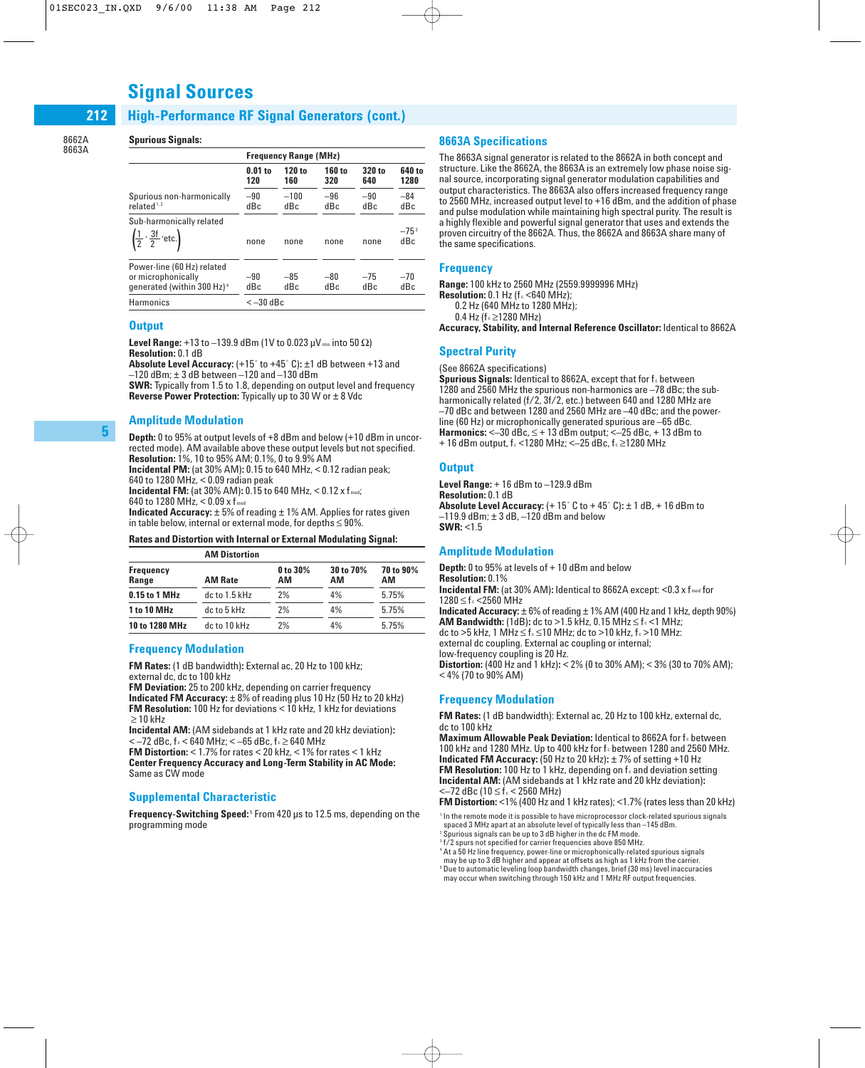# Signal Sources

## High-Performance RF Signal Generators (cont.)

8662A
8663A

**Spurious Signals:**

| | Frequency Range (MHz) | | | | |
|---|---|---|---|---|---|
| | **0.01 to 120** | **120 to 160** | **160 to 320** | **320 to 640** | **640 to 1280** |
| Spurious non-harmonically related[1, 2] | –90 dBc | –100 dBc | –96 dBc | –90 dBc | –84 dBc |
| Sub-harmonically related $\left(\frac{1}{2}, \frac{3f}{2}, \text{etc.}\right)$ | none | none | none | none | –75[3] dBc |
| Power-line (60 Hz) related or microphonically generated (within 300 Hz)[4] | –90 dBc | –85 dBc | –80 dBc | –75 dBc | –70 dBc |
| Harmonics | <–30 dBc | | | | |

### Output

**Level Range:** +13 to –139.9 dBm (1V to 0.023 µV$_{rms}$ into 50 Ω)
**Resolution:** 0.1 dB
**Absolute Level Accuracy:** (+15° to +45° C)**:** ±1 dB between +13 and –120 dBm; ± 3 dB between –120 and –130 dBm
**SWR:** Typically from 1.5 to 1.8, depending on output level and frequency
**Reverse Power Protection:** Typically up to 30 W or ± 8 Vdc

### Amplitude Modulation

**Depth:** 0 to 95% at output levels of +8 dBm and below (+10 dBm in uncorrected mode). AM available above these output levels but not specified.
**Resolution:** 1%, 10 to 95% AM; 0.1%, 0 to 9.9% AM
**Incidental PM:** (at 30% AM)**:** 0.15 to 640 MHz, < 0.12 radian peak; 640 to 1280 MHz, < 0.09 radian peak
**Incidental FM:** (at 30% AM)**:** 0.15 to 640 MHz, < 0.12 x $f_{mod}$; 640 to 1280 MHz, < 0.09 x $f_{mod}$
**Indicated Accuracy:** ± 5% of reading ± 1% AM. Applies for rates given in table below, internal or external mode, for depths ≤ 90%.

**Rates and Distortion with Internal or External Modulating Signal:**

| | | AM Distortion | | |
|---|---|---|---|---|
| **Frequency Range** | **AM Rate** | **0 to 30% AM** | **30 to 70% AM** | **70 to 90% AM** |
| **0.15 to 1 MHz** | dc to 1.5 kHz | 2% | 4% | 5.75% |
| **1 to 10 MHz** | dc to 5 kHz | 2% | 4% | 5.75% |
| **10 to 1280 MHz** | dc to 10 kHz | 2% | 4% | 5.75% |

### Frequency Modulation

**FM Rates:** (1 dB bandwidth)**:** External ac, 20 Hz to 100 kHz; external dc, dc to 100 kHz
**FM Deviation:** 25 to 200 kHz, depending on carrier frequency
**Indicated FM Accuracy:** ± 8% of reading plus 10 Hz (50 Hz to 20 kHz)
**FM Resolution:** 100 Hz for deviations < 10 kHz, 1 kHz for deviations ≥ 10 kHz
**Incidental AM:** (AM sidebands at 1 kHz rate and 20 kHz deviation)**:** < –72 dBc, $f_c$ < 640 MHz; < –65 dBc, $f_c$ ≥ 640 MHz
**FM Distortion:** < 1.7% for rates < 20 kHz, < 1% for rates < 1 kHz
**Center Frequency Accuracy and Long-Term Stability in AC Mode:** Same as CW mode

### Supplemental Characteristic

**Frequency-Switching Speed:**[5] From 420 µs to 12.5 ms, depending on the programming mode

### 8663A Specifications

The 8663A signal generator is related to the 8662A in both concept and structure. Like the 8662A, the 8663A is an extremely low phase noise signal source, incorporating signal generator modulation capabilities and output characteristics. The 8663A also offers increased frequency range to 2560 MHz, increased output level to +16 dBm, and the addition of phase and pulse modulation while maintaining high spectral purity. The result is a highly flexible and powerful signal generator that uses and extends the proven circuitry of the 8662A. Thus, the 8662A and 8663A share many of the same specifications.

### Frequency

**Range:** 100 kHz to 2560 MHz (2559.9999996 MHz)
**Resolution:** 0.1 Hz ($f_c$ <640 MHz);
0.2 Hz (640 MHz to 1280 MHz);
0.4 Hz ($f_c$ ≥1280 MHz)
**Accuracy, Stability, and Internal Reference Oscillator:** Identical to 8662A

### Spectral Purity

(See 8662A specifications)
**Spurious Signals:** Identical to 8662A, except that for $f_c$ between 1280 and 2560 MHz the spurious non-harmonics are –78 dBc; the sub-harmonically related (f/2, 3f/2, etc.) between 640 and 1280 MHz are –70 dBc and between 1280 and 2560 MHz are –40 dBc; and the power-line (60 Hz) or microphonically generated spurious are –65 dBc.
**Harmonics:** <–30 dBc, ≤ + 13 dBm output; <–25 dBc, + 13 dBm to + 16 dBm output, $f_c$ <1280 MHz; <–25 dBc, $f_c$ ≥1280 MHz

### Output

**Level Range:** + 16 dBm to –129.9 dBm
**Resolution:** 0.1 dB
**Absolute Level Accuracy:** (+ 15° C to + 45° C)**:** ± 1 dB, + 16 dBm to –119.9 dBm; ± 3 dB, –120 dBm and below
**SWR:** <1.5

### Amplitude Modulation

**Depth:** 0 to 95% at levels of + 10 dBm and below
**Resolution:** 0.1%
**Incidental FM:** (at 30% AM)**:** Identical to 8662A except: <0.3 x $f_{mod}$ for 1280 ≤ $f_c$ <2560 MHz
**Indicated Accuracy:** ± 6% of reading ± 1% AM (400 Hz and 1 kHz, depth 90%)
**AM Bandwidth:** (1dB)**:** dc to >1.5 kHz, 0.15 MHz ≤ $f_c$ <1 MHz; dc to >5 kHz, 1 MHz ≤ $f_c$ ≤10 MHz; dc to >10 kHz, $f_c$ >10 MHz: external dc coupling. External ac coupling or internal; low-frequency coupling is 20 Hz.
**Distortion:** (400 Hz and 1 kHz)**:** < 2% (0 to 30% AM); < 3% (30 to 70% AM); < 4% (70 to 90% AM)

### Frequency Modulation

**FM Rates:** (1 dB bandwidth)**:** External ac, 20 Hz to 100 kHz, external dc, dc to 100 kHz
**Maximum Allowable Peak Deviation:** Identical to 8662A for $f_c$ between 100 kHz and 1280 MHz. Up to 400 kHz for $f_c$ between 1280 and 2560 MHz.
**Indicated FM Accuracy:** (50 Hz to 20 kHz)**:** ± 7% of setting +10 Hz
**FM Resolution:** 100 Hz to 1 kHz, depending on $f_c$ and deviation setting
**Incidental AM:** (AM sidebands at 1 kHz rate and 20 kHz deviation)**:** <–72 dBc (10 ≤ $f_c$ < 2560 MHz)
**FM Distortion:** <1% (400 Hz and 1 kHz rates); <1.7% (rates less than 20 kHz)

[1] In the remote mode it is possible to have microprocessor clock-related spurious signals spaced 3 MHz apart at an absolute level of typically less than –145 dBm.
[2] Spurious signals can be up to 3 dB higher in the dc FM mode.
[3] f/2 spurs not specified for carrier frequencies above 850 MHz.
[4] At a 50 Hz line frequency, power-line or microphonically-related spurious signals may be up to 3 dB higher and appear at offsets as high as 1 kHz from the carrier.
[5] Due to automatic leveling loop bandwidth changes, brief (30 ms) level inaccuracies may occur when switching through 150 kHz and 1 MHz RF output frequencies.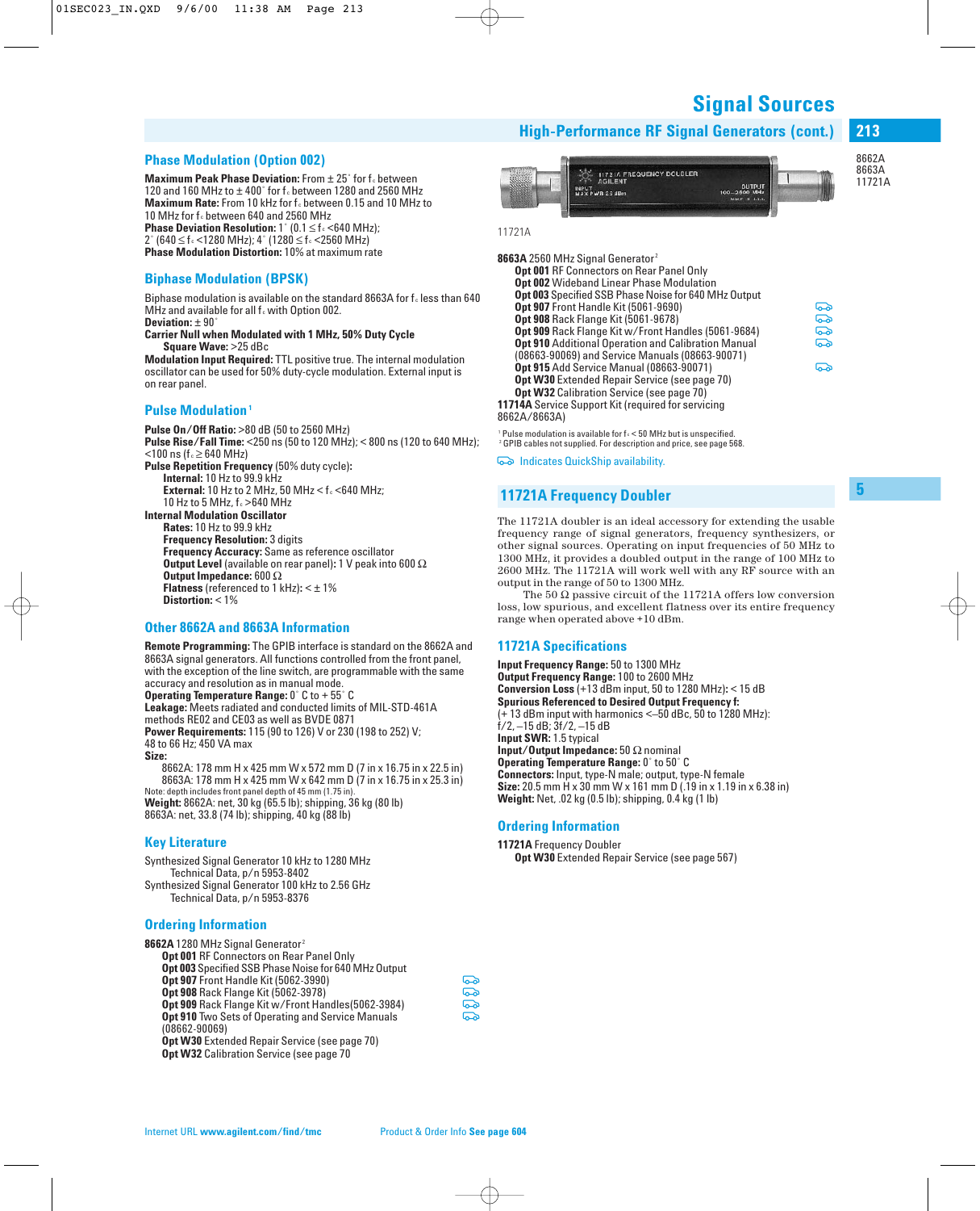# Signal Sources

## High-Performance RF Signal Generators (cont.)

8662A
8663A
11721A

### Phase Modulation (Option 002)

**Maximum Peak Phase Deviation:** From ± 25° for $f_c$ between 120 and 160 MHz to ± 400° for $f_c$ between 1280 and 2560 MHz
**Maximum Rate:** From 10 kHz for $f_c$ between 0.15 and 10 MHz to 10 MHz for $f_c$ between 640 and 2560 MHz
**Phase Deviation Resolution:** 1° (0.1 ≤ $f_c$ <640 MHz); 2° (640 ≤ $f_c$ <1280 MHz); 4° (1280 ≤ $f_c$ <2560 MHz)
**Phase Modulation Distortion:** 10% at maximum rate

### Biphase Modulation (BPSK)

Biphase modulation is available on the standard 8663A for $f_c$ less than 640 MHz and available for all $f_c$ with Option 002.
**Deviation:** ± 90°
**Carrier Null when Modulated with 1 MHz, 50% Duty Cycle**
**Square Wave:** >25 dBc
**Modulation Input Required:** TTL positive true. The internal modulation oscillator can be used for 50% duty-cycle modulation. External input is on rear panel.

### Pulse Modulation[1]

**Pulse On/Off Ratio:** >80 dB (50 to 2560 MHz)
**Pulse Rise/Fall Time:** <250 ns (50 to 120 MHz); < 800 ns (120 to 640 MHz); <100 ns ($f_c$ ≥ 640 MHz)
**Pulse Repetition Frequency** (50% duty cycle)**:**
- **Internal:** 10 Hz to 99.9 kHz
- **External:** 10 Hz to 2 MHz, 50 MHz < $f_c$ <640 MHz; 10 Hz to 5 MHz, $f_c$ >640 MHz

**Internal Modulation Oscillator**
- **Rates:** 10 Hz to 99.9 kHz
- **Frequency Resolution:** 3 digits
- **Frequency Accuracy:** Same as reference oscillator
- **Output Level** (available on rear panel): 1 V peak into 600 Ω
- **Output Impedance:** 600 Ω
- **Flatness** (referenced to 1 kHz): < ± 1%
- **Distortion:** < 1%

### Other 8662A and 8663A Information

**Remote Programming:** The GPIB interface is standard on the 8662A and 8663A signal generators. All functions controlled from the front panel, with the exception of the line switch, are programmable with the same accuracy and resolution as in manual mode.
**Operating Temperature Range:** 0° C to + 55° C
**Leakage:** Meets radiated and conducted limits of MIL-STD-461A methods RE02 and CE03 as well as BVDE 0871
**Power Requirements:** 115 (90 to 126) V or 230 (198 to 252) V; 48 to 66 Hz; 450 VA max
**Size:**
- 8662A: 178 mm H x 425 mm W x 572 mm D (7 in x 16.75 in x 22.5 in)
- 8663A: 178 mm H x 425 mm W x 642 mm D (7 in x 16.75 in x 25.3 in)

Note: depth includes front panel depth of 45 mm (1.75 in).
**Weight:** 8662A: net, 30 kg (65.5 lb); shipping, 36 kg (80 lb)
8663A: net, 33.8 (74 lb); shipping, 40 kg (88 lb)

### Key Literature

Synthesized Signal Generator 10 kHz to 1280 MHz
Technical Data, p/n 5953-8402
Synthesized Signal Generator 100 kHz to 2.56 GHz
Technical Data, p/n 5953-8376

### Ordering Information

**8662A** 1280 MHz Signal Generator[2]
- **Opt 001** RF Connectors on Rear Panel Only
- **Opt 003** Specified SSB Phase Noise for 640 MHz Output
- **Opt 907** Front Handle Kit (5062-3990)
- **Opt 908** Rack Flange Kit (5062-3978)
- **Opt 909** Rack Flange Kit w/Front Handles(5062-3984)
- **Opt 910** Two Sets of Operating and Service Manuals (08662-90069)
- **Opt W30** Extended Repair Service (see page 70)
- **Opt W32** Calibration Service (see page 70

11721A

**8663A** 2560 MHz Signal Generator[2]
- **Opt 001** RF Connectors on Rear Panel Only
- **Opt 002** Wideband Linear Phase Modulation
- **Opt 003** Specified SSB Phase Noise for 640 MHz Output
- **Opt 907** Front Handle Kit (5061-9690)
- **Opt 908** Rack Flange Kit (5061-9678)
- **Opt 909** Rack Flange Kit w/Front Handles (5061-9684)
- **Opt 910** Additional Operation and Calibration Manual (08663-90069) and Service Manuals (08663-90071)
- **Opt 915** Add Service Manual (08663-90071)
- **Opt W30** Extended Repair Service (see page 70)
- **Opt W32** Calibration Service (see page 70)

**11714A** Service Support Kit (required for servicing 8662A/8663A)

[1] Pulse modulation is available for $f_c$ < 50 MHz but is unspecified.
[2] GPIB cables not supplied. For description and price, see page 568.

Indicates QuickShip availability.

### 11721A Frequency Doubler

The 11721A doubler is an ideal accessory for extending the usable frequency range of signal generators, frequency synthesizers, or other signal sources. Operating on input frequencies of 50 MHz to 1300 MHz, it provides a doubled output in the range of 100 MHz to 2600 MHz. The 11721A will work well with any RF source with an output in the range of 50 to 1300 MHz.

The 50 Ω passive circuit of the 11721A offers low conversion loss, low spurious, and excellent flatness over its entire frequency range when operated above +10 dBm.

### 11721A Specifications

**Input Frequency Range:** 50 to 1300 MHz
**Output Frequency Range:** 100 to 2600 MHz
**Conversion Loss** (+13 dBm input, 50 to 1280 MHz): < 15 dB
**Spurious Referenced to Desired Output Frequency f:**
(+ 13 dBm input with harmonics <–50 dBc, 50 to 1280 MHz): f/2, –15 dB; 3f/2, –15 dB
**Input SWR:** 1.5 typical
**Input/Output Impedance:** 50 Ω nominal
**Operating Temperature Range:** 0° to 50° C
**Connectors:** Input, type-N male; output, type-N female
**Size:** 20.5 mm H x 30 mm W x 161 mm D (.19 in x 1.19 in x 6.38 in)
**Weight:** Net, .02 kg (0.5 lb); shipping, 0.4 kg (1 lb)

### Ordering Information

**11721A** Frequency Doubler
- **Opt W30** Extended Repair Service (see page 567)

Internet URL **www.agilent.com/find/tmc** Product & Order Info **See page 604**